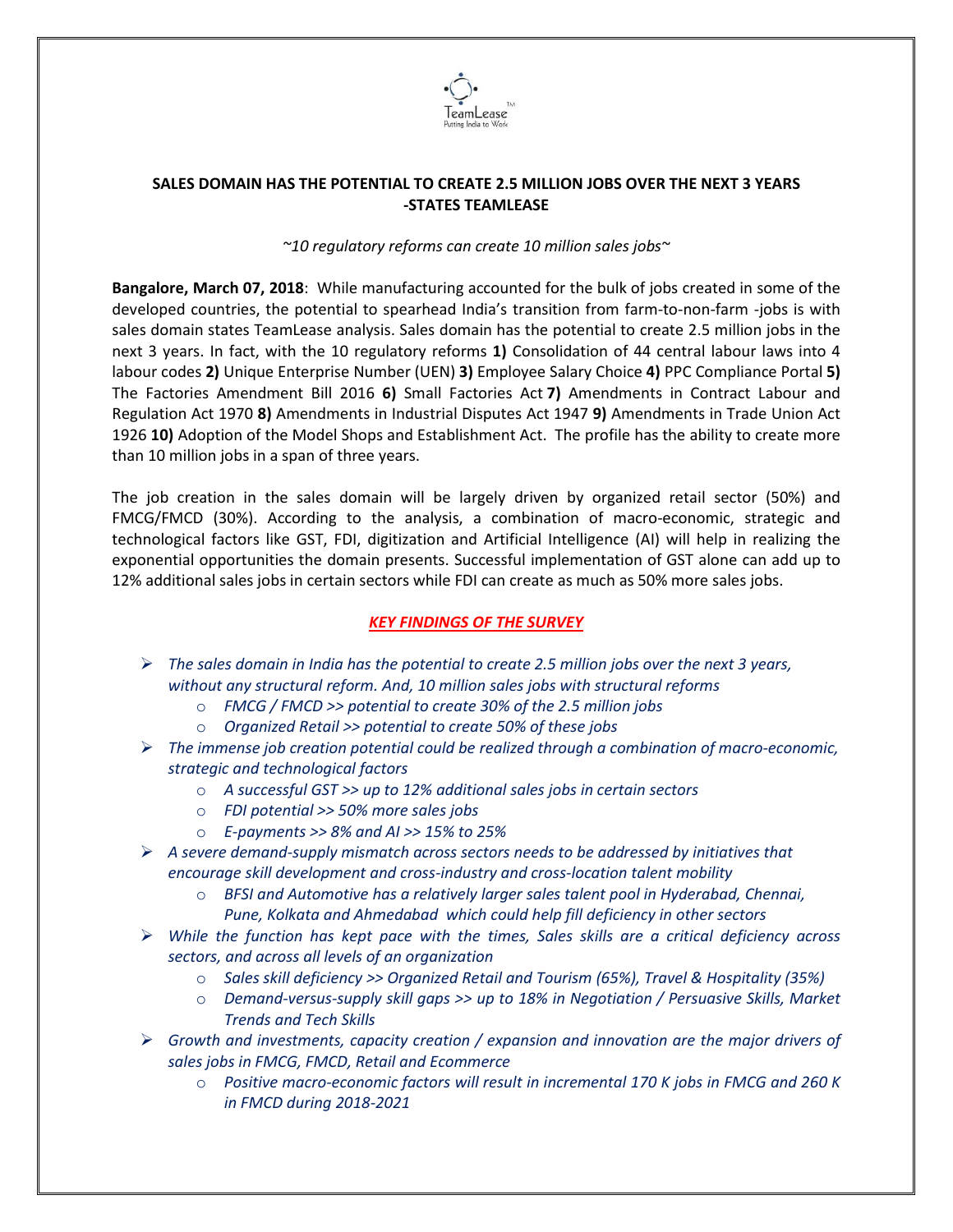**SALES DOMAIN HAS THE POTENTIAL TO CREATE 2.5 MILLION JOBS OVER THE NEXT 3 YEARS -STATES TEAMLEASE**

*~10 regulatory reforms can create 10 million sales jobs~*

**Bangalore, March 07, 2018**: While manufacturing accounted for the bulk of jobs created in some of the developed countries, the potential to spearhead India's transition from farm-to-non-farm -jobs is with sales domain states TeamLease analysis. Sales domain has the potential to create 2.5 million jobs in the next 3 years. In fact, with the 10 regulatory reforms **1)** Consolidation of 44 central labour laws into 4 labour codes **2)** Unique Enterprise Number (UEN) **3)** Employee Salary Choice **4)** PPC Compliance Portal **5)** The Factories Amendment Bill 2016 **6)** Small Factories Act **7)** Amendments in Contract Labour and Regulation Act 1970 **8)** Amendments in Industrial Disputes Act 1947 **9)** Amendments in Trade Union Act 1926 **10)** Adoption of the Model Shops and Establishment Act. The profile has the ability to create more than 10 million jobs in a span of three years.

The job creation in the sales domain will be largely driven by organized retail sector (50%) and FMCG/FMCD (30%). According to the analysis, a combination of macro-economic, strategic and technological factors like GST, FDI, digitization and Artificial Intelligence (AI) will help in realizing the exponential opportunities the domain presents. Successful implementation of GST alone can add up to 12% additional sales jobs in certain sectors while FDI can create as much as 50% more sales jobs.

## *KEY FINDINGS OF THE SURVEY*

- *The sales domain in India has the potential to create 2.5 million jobs over the next 3 years, without any structural reform. And, 10 million sales jobs with structural reforms*
  - *FMCG / FMCD >> potential to create 30% of the 2.5 million jobs*
  - *Organized Retail >> potential to create 50% of these jobs*
- *The immense job creation potential could be realized through a combination of macro-economic, strategic and technological factors*
  - *A successful GST >> up to 12% additional sales jobs in certain sectors*
  - *FDI potential >> 50% more sales jobs*
  - *E-payments >> 8% and AI >> 15% to 25%*
- *A severe demand-supply mismatch across sectors needs to be addressed by initiatives that encourage skill development and cross-industry and cross-location talent mobility*
  - *BFSI and Automotive has a relatively larger sales talent pool in Hyderabad, Chennai, Pune, Kolkata and Ahmedabad which could help fill deficiency in other sectors*
- *While the function has kept pace with the times, Sales skills are a critical deficiency across sectors, and across all levels of an organization*
  - *Sales skill deficiency >> Organized Retail and Tourism (65%), Travel & Hospitality (35%)*
  - *Demand-versus-supply skill gaps >> up to 18% in Negotiation / Persuasive Skills, Market Trends and Tech Skills*
- *Growth and investments, capacity creation / expansion and innovation are the major drivers of sales jobs in FMCG, FMCD, Retail and Ecommerce*
  - *Positive macro-economic factors will result in incremental 170 K jobs in FMCG and 260 K in FMCD during 2018-2021*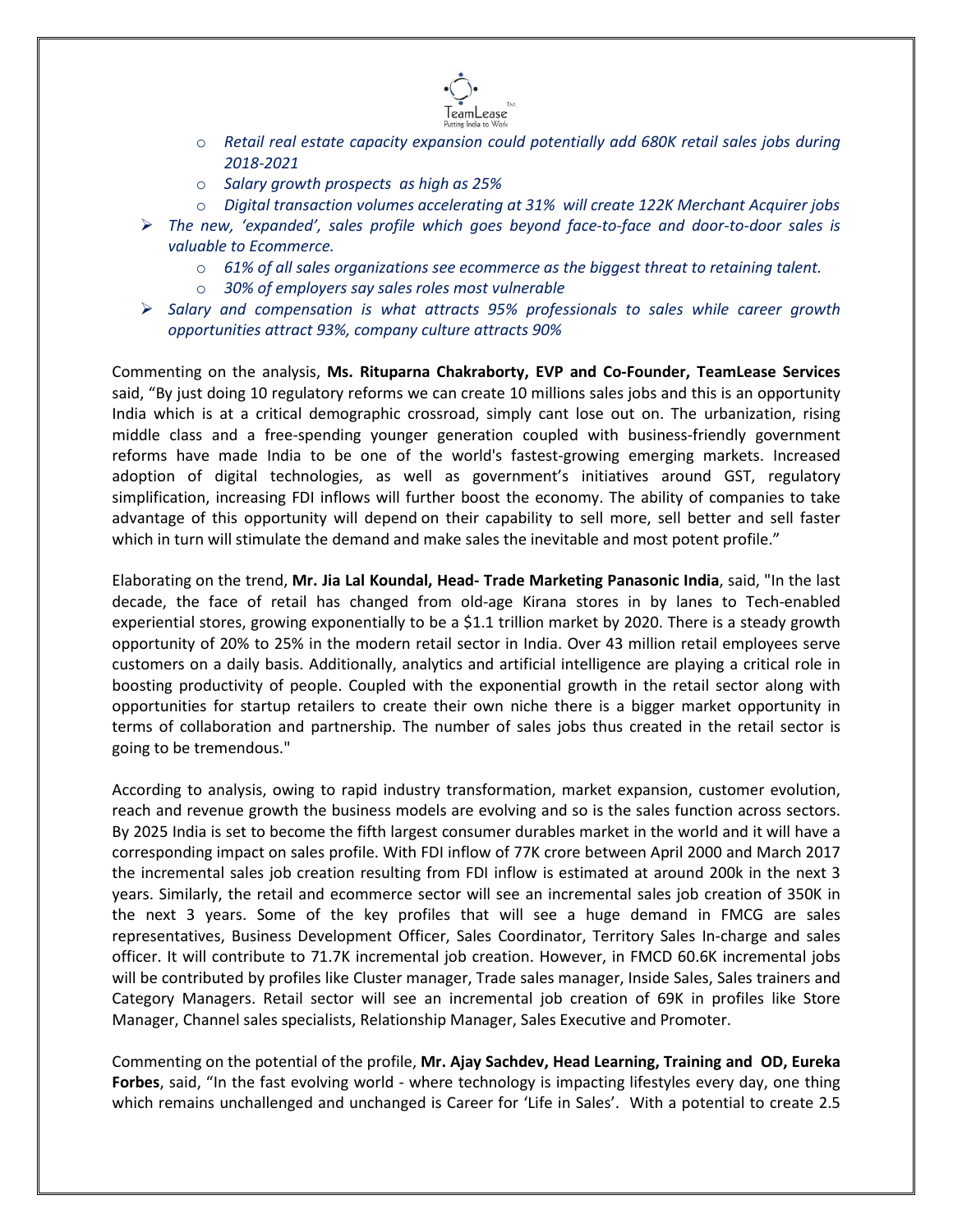- *Retail real estate capacity expansion could potentially add 680K retail sales jobs during 2018-2021*
   - *Salary growth prospects as high as 25%*
   - *Digital transaction volumes accelerating at 31% will create 122K Merchant Acquirer jobs*
- *The new, 'expanded', sales profile which goes beyond face-to-face and door-to-door sales is valuable to Ecommerce.*
   - *61% of all sales organizations see ecommerce as the biggest threat to retaining talent.*
   - *30% of employers say sales roles most vulnerable*
- *Salary and compensation is what attracts 95% professionals to sales while career growth opportunities attract 93%, company culture attracts 90%*

Commenting on the analysis, **Ms. Rituparna Chakraborty, EVP and Co-Founder, TeamLease Services** said, "By just doing 10 regulatory reforms we can create 10 millions sales jobs and this is an opportunity India which is at a critical demographic crossroad, simply cant lose out on. The urbanization, rising middle class and a free-spending younger generation coupled with business-friendly government reforms have made India to be one of the world's fastest-growing emerging markets. Increased adoption of digital technologies, as well as government's initiatives around GST, regulatory simplification, increasing FDI inflows will further boost the economy. The ability of companies to take advantage of this opportunity will depend on their capability to sell more, sell better and sell faster which in turn will stimulate the demand and make sales the inevitable and most potent profile."

Elaborating on the trend, **Mr. Jia Lal Koundal, Head- Trade Marketing Panasonic India**, said, "In the last decade, the face of retail has changed from old-age Kirana stores in by lanes to Tech-enabled experiential stores, growing exponentially to be a $1.1 trillion market by 2020. There is a steady growth opportunity of 20% to 25% in the modern retail sector in India. Over 43 million retail employees serve customers on a daily basis. Additionally, analytics and artificial intelligence are playing a critical role in boosting productivity of people. Coupled with the exponential growth in the retail sector along with opportunities for startup retailers to create their own niche there is a bigger market opportunity in terms of collaboration and partnership. The number of sales jobs thus created in the retail sector is going to be tremendous."

According to analysis, owing to rapid industry transformation, market expansion, customer evolution, reach and revenue growth the business models are evolving and so is the sales function across sectors. By 2025 India is set to become the fifth largest consumer durables market in the world and it will have a corresponding impact on sales profile. With FDI inflow of 77K crore between April 2000 and March 2017 the incremental sales job creation resulting from FDI inflow is estimated at around 200k in the next 3 years. Similarly, the retail and ecommerce sector will see an incremental sales job creation of 350K in the next 3 years. Some of the key profiles that will see a huge demand in FMCG are sales representatives, Business Development Officer, Sales Coordinator, Territory Sales In-charge and sales officer. It will contribute to 71.7K incremental job creation. However, in FMCD 60.6K incremental jobs will be contributed by profiles like Cluster manager, Trade sales manager, Inside Sales, Sales trainers and Category Managers. Retail sector will see an incremental job creation of 69K in profiles like Store Manager, Channel sales specialists, Relationship Manager, Sales Executive and Promoter.

Commenting on the potential of the profile, **Mr. Ajay Sachdev, Head Learning, Training and OD, Eureka Forbes**, said, "In the fast evolving world - where technology is impacting lifestyles every day, one thing which remains unchallenged and unchanged is Career for 'Life in Sales'. With a potential to create 2.5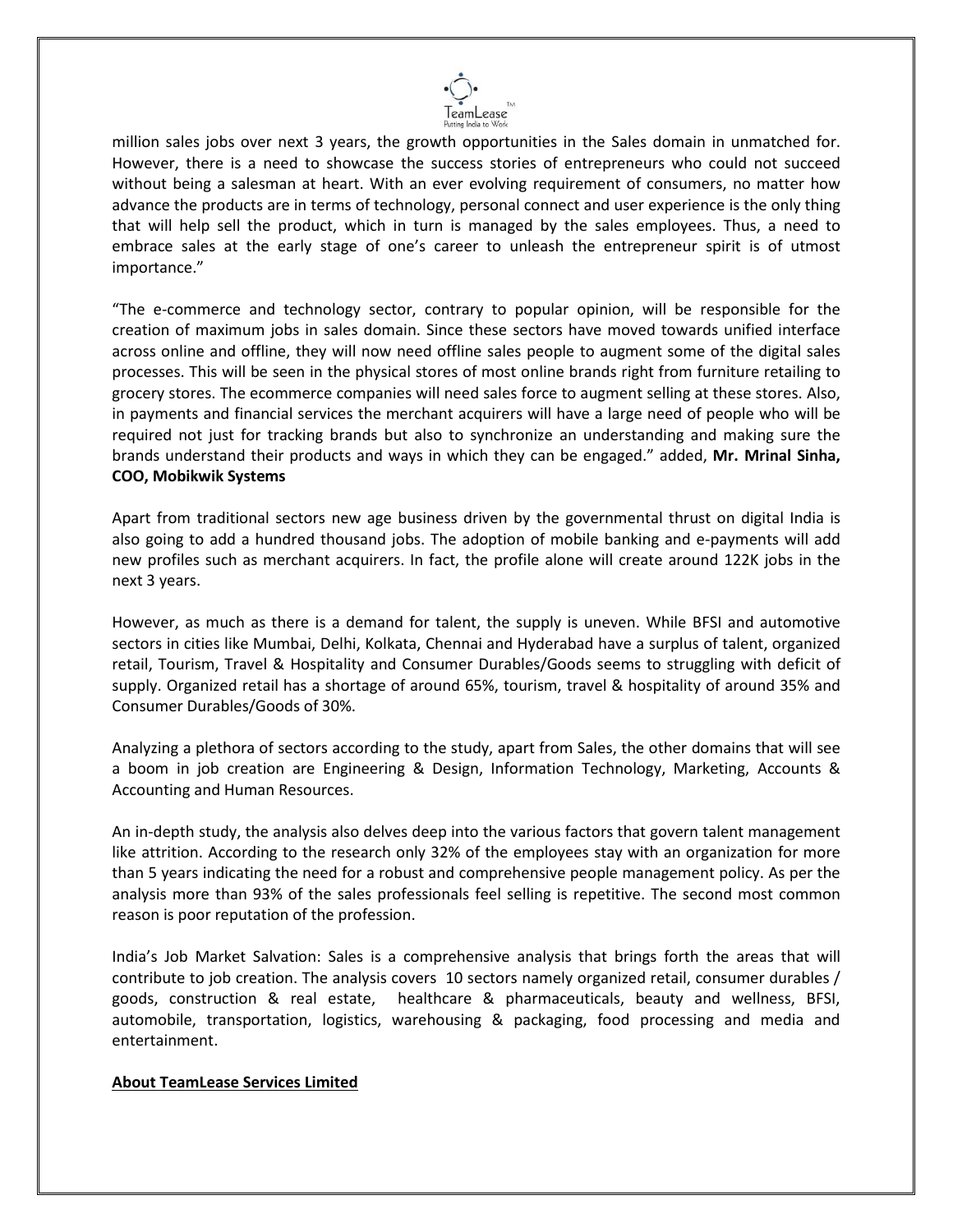million sales jobs over next 3 years, the growth opportunities in the Sales domain in unmatched for. However, there is a need to showcase the success stories of entrepreneurs who could not succeed without being a salesman at heart. With an ever evolving requirement of consumers, no matter how advance the products are in terms of technology, personal connect and user experience is the only thing that will help sell the product, which in turn is managed by the sales employees. Thus, a need to embrace sales at the early stage of one's career to unleash the entrepreneur spirit is of utmost importance."

"The e-commerce and technology sector, contrary to popular opinion, will be responsible for the creation of maximum jobs in sales domain. Since these sectors have moved towards unified interface across online and offline, they will now need offline sales people to augment some of the digital sales processes. This will be seen in the physical stores of most online brands right from furniture retailing to grocery stores. The ecommerce companies will need sales force to augment selling at these stores. Also, in payments and financial services the merchant acquirers will have a large need of people who will be required not just for tracking brands but also to synchronize an understanding and making sure the brands understand their products and ways in which they can be engaged." added, **Mr. Mrinal Sinha, COO, Mobikwik Systems**

Apart from traditional sectors new age business driven by the governmental thrust on digital India is also going to add a hundred thousand jobs. The adoption of mobile banking and e-payments will add new profiles such as merchant acquirers. In fact, the profile alone will create around 122K jobs in the next 3 years.

However, as much as there is a demand for talent, the supply is uneven. While BFSI and automotive sectors in cities like Mumbai, Delhi, Kolkata, Chennai and Hyderabad have a surplus of talent, organized retail, Tourism, Travel & Hospitality and Consumer Durables/Goods seems to struggling with deficit of supply. Organized retail has a shortage of around 65%, tourism, travel & hospitality of around 35% and Consumer Durables/Goods of 30%.

Analyzing a plethora of sectors according to the study, apart from Sales, the other domains that will see a boom in job creation are Engineering & Design, Information Technology, Marketing, Accounts & Accounting and Human Resources.

An in-depth study, the analysis also delves deep into the various factors that govern talent management like attrition. According to the research only 32% of the employees stay with an organization for more than 5 years indicating the need for a robust and comprehensive people management policy. As per the analysis more than 93% of the sales professionals feel selling is repetitive. The second most common reason is poor reputation of the profession.

India's Job Market Salvation: Sales is a comprehensive analysis that brings forth the areas that will contribute to job creation. The analysis covers 10 sectors namely organized retail, consumer durables / goods, construction & real estate, healthcare & pharmaceuticals, beauty and wellness, BFSI, automobile, transportation, logistics, warehousing & packaging, food processing and media and entertainment.

**About TeamLease Services Limited**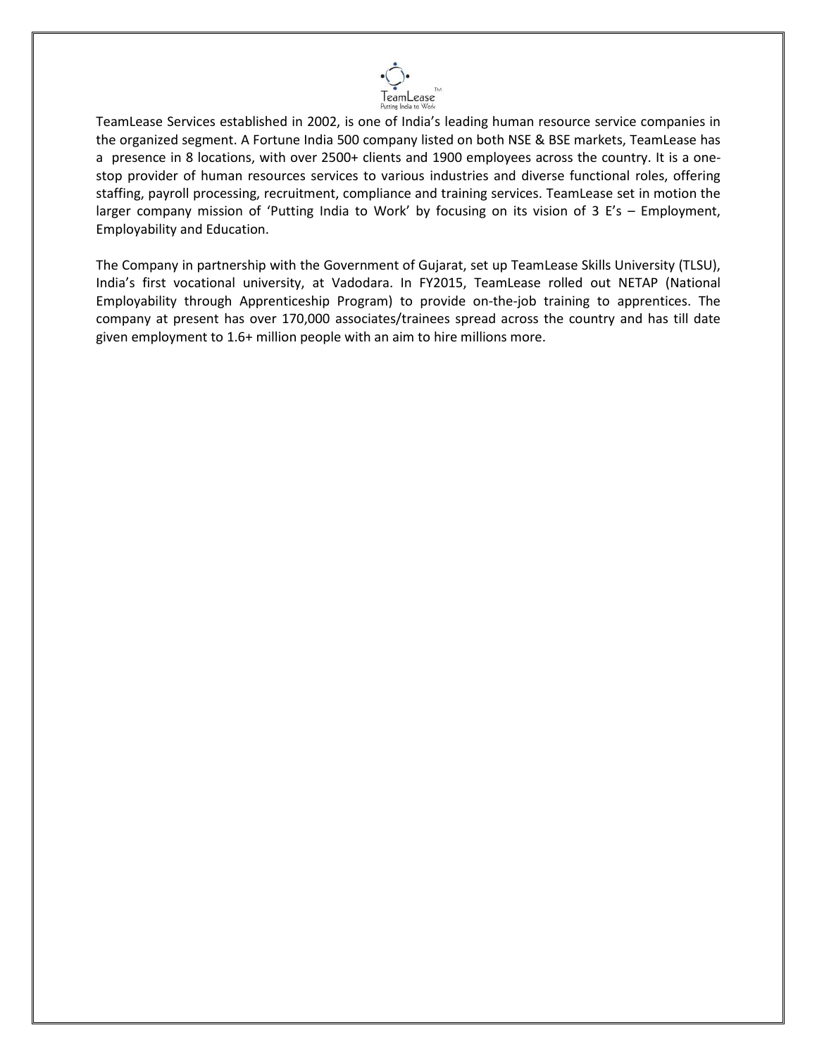TeamLease Services established in 2002, is one of India's leading human resource service companies in the organized segment. A Fortune India 500 company listed on both NSE & BSE markets, TeamLease has a presence in 8 locations, with over 2500+ clients and 1900 employees across the country. It is a one-stop provider of human resources services to various industries and diverse functional roles, offering staffing, payroll processing, recruitment, compliance and training services. TeamLease set in motion the larger company mission of 'Putting India to Work' by focusing on its vision of 3 E's – Employment, Employability and Education.

The Company in partnership with the Government of Gujarat, set up TeamLease Skills University (TLSU), India's first vocational university, at Vadodara. In FY2015, TeamLease rolled out NETAP (National Employability through Apprenticeship Program) to provide on-the-job training to apprentices. The company at present has over 170,000 associates/trainees spread across the country and has till date given employment to 1.6+ million people with an aim to hire millions more.